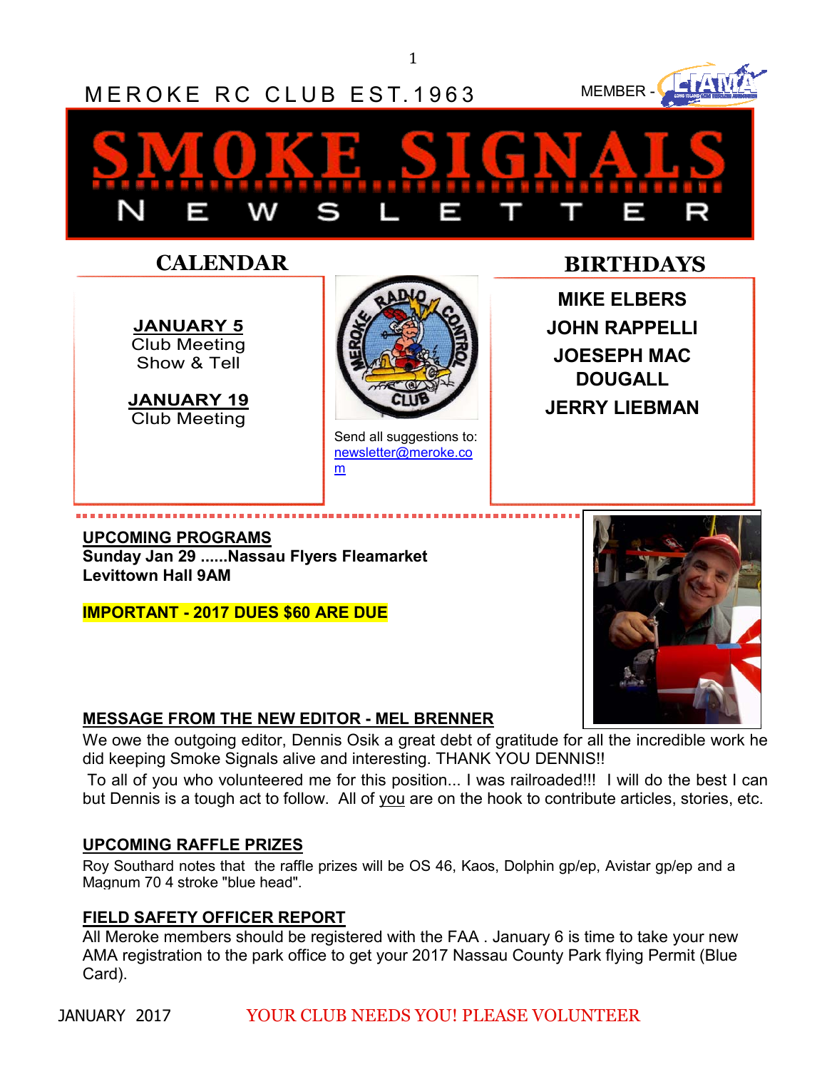MEROKE RC CLUB EST.1963

MEMBER -

# SMOKE SIGNALS NEWSLETTER

## CALENDAR

**JANUARY 5**
Club Meeting
Show & Tell

**JANUARY 19**
Club Meeting

Send all suggestions to: newsletter@meroke.com

## BIRTHDAYS

**MIKE ELBERS**

**JOHN RAPPELLI**

**JOESEPH MAC DOUGALL**

**JERRY LIEBMAN**

## UPCOMING PROGRAMS

**Sunday Jan 29 ......Nassau Flyers Fleamarket Levittown Hall 9AM**

**IMPORTANT - 2017 DUES $60 ARE DUE**

## MESSAGE FROM THE NEW EDITOR - MEL BRENNER

We owe the outgoing editor, Dennis Osik a great debt of gratitude for all the incredible work he did keeping Smoke Signals alive and interesting. THANK YOU DENNIS!!

To all of you who volunteered me for this position... I was railroaded!!! I will do the best I can but Dennis is a tough act to follow. All of you are on the hook to contribute articles, stories, etc.

## UPCOMING RAFFLE PRIZES

Roy Southard notes that the raffle prizes will be OS 46, Kaos, Dolphin gp/ep, Avistar gp/ep and a Magnum 70 4 stroke "blue head".

## FIELD SAFETY OFFICER REPORT

All Meroke members should be registered with the FAA . January 6 is time to take your new AMA registration to the park office to get your 2017 Nassau County Park flying Permit (Blue Card).

JANUARY 2017 YOUR CLUB NEEDS YOU! PLEASE VOLUNTEER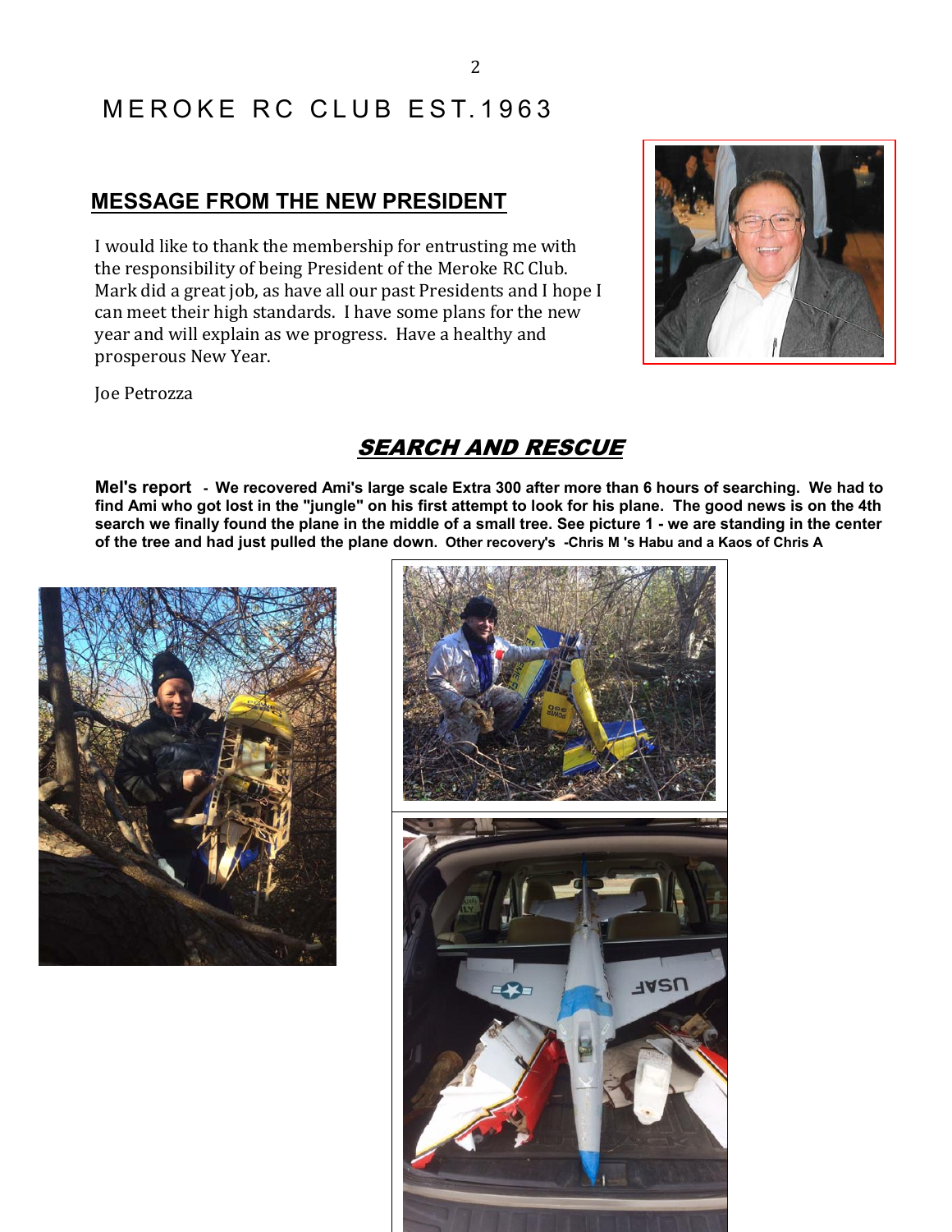# MEROKE RC CLUB EST.1963

## MESSAGE FROM THE NEW PRESIDENT

I would like to thank the membership for entrusting me with the responsibility of being President of the Meroke RC Club. Mark did a great job, as have all our past Presidents and I hope I can meet their high standards. I have some plans for the new year and will explain as we progress. Have a healthy and prosperous New Year.

Joe Petrozza

## *SEARCH AND RESCUE*

**Mel's report - We recovered Ami's large scale Extra 300 after more than 6 hours of searching. We had to find Ami who got lost in the "jungle" on his first attempt to look for his plane. The good news is on the 4th search we finally found the plane in the middle of a small tree. See picture 1 - we are standing in the center of the tree and had just pulled the plane down. Other recovery's -Chris M 's Habu and a Kaos of Chris A**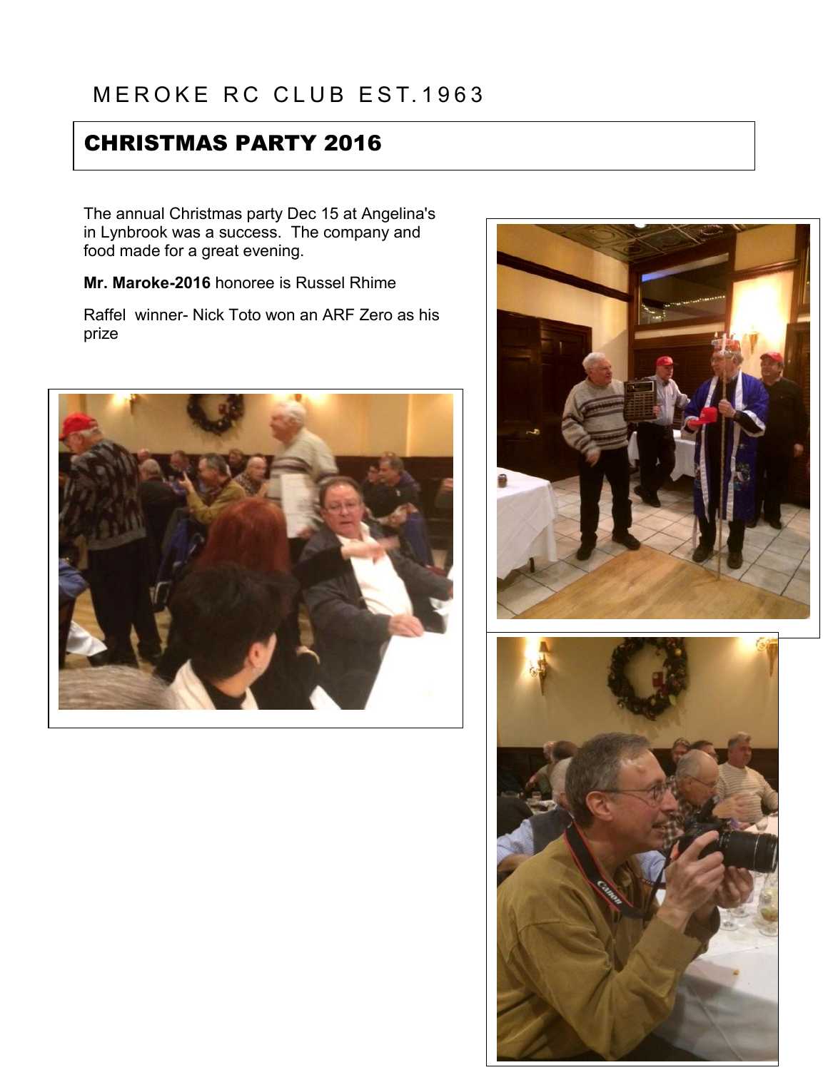MEROKE RC CLUB EST.1963

# CHRISTMAS PARTY 2016

The annual Christmas party Dec 15 at Angelina's in Lynbrook was a success. The company and food made for a great evening.

**Mr. Maroke-2016** honoree is Russel Rhime

Raffel winner- Nick Toto won an ARF Zero as his prize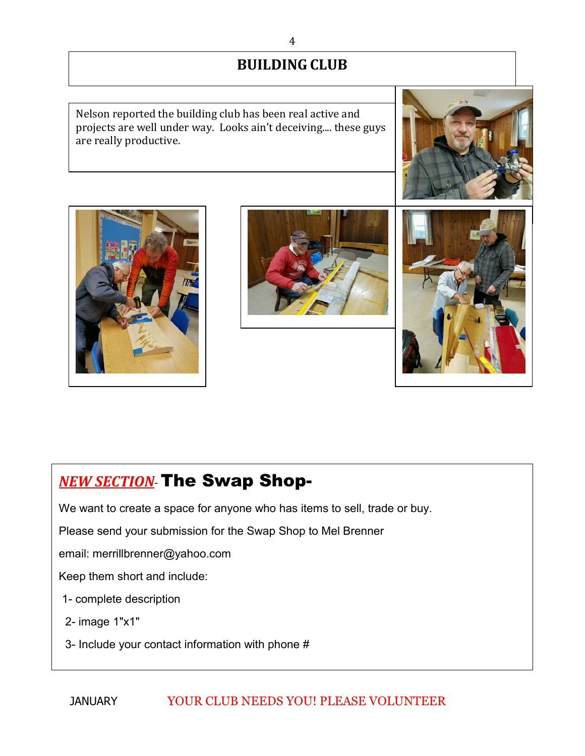# BUILDING CLUB

Nelson reported the building club has been real active and projects are well under way. Looks ain't deceiving.... these guys are really productive.

## *NEW SECTION*- The Swap Shop-

We want to create a space for anyone who has items to sell, trade or buy.

Please send your submission for the Swap Shop to Mel Brenner

email: merrillbrenner@yahoo.com

Keep them short and include:

1- complete description

2- image 1"x1"

3- Include your contact information with phone #

JANUARY YOUR CLUB NEEDS YOU! PLEASE VOLUNTEER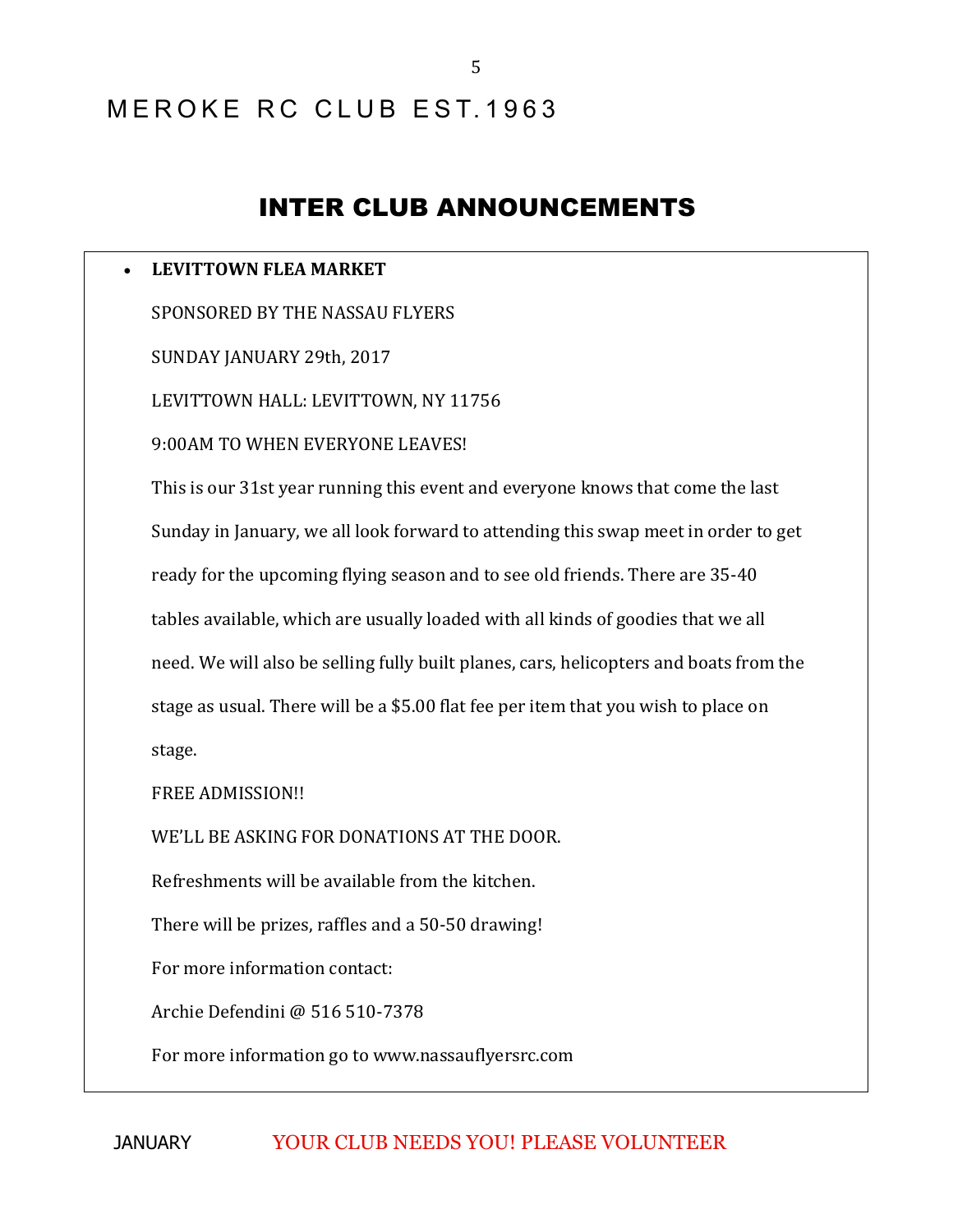## INTER CLUB ANNOUNCEMENTS

- **LEVITTOWN FLEA MARKET**

  SPONSORED BY THE NASSAU FLYERS

  SUNDAY JANUARY 29th, 2017

  LEVITTOWN HALL: LEVITTOWN, NY 11756

  9:00AM TO WHEN EVERYONE LEAVES!

  This is our 31st year running this event and everyone knows that come the last Sunday in January, we all look forward to attending this swap meet in order to get ready for the upcoming flying season and to see old friends. There are 35-40 tables available, which are usually loaded with all kinds of goodies that we all need. We will also be selling fully built planes, cars, helicopters and boats from the stage as usual. There will be a $5.00 flat fee per item that you wish to place on stage.

  FREE ADMISSION!!

  WE'LL BE ASKING FOR DONATIONS AT THE DOOR.

  Refreshments will be available from the kitchen.

  There will be prizes, raffles and a 50-50 drawing!

  For more information contact:

  Archie Defendini @ 516 510-7378

  For more information go to www.nassauflyersrc.com

YOUR CLUB NEEDS YOU! PLEASE VOLUNTEER